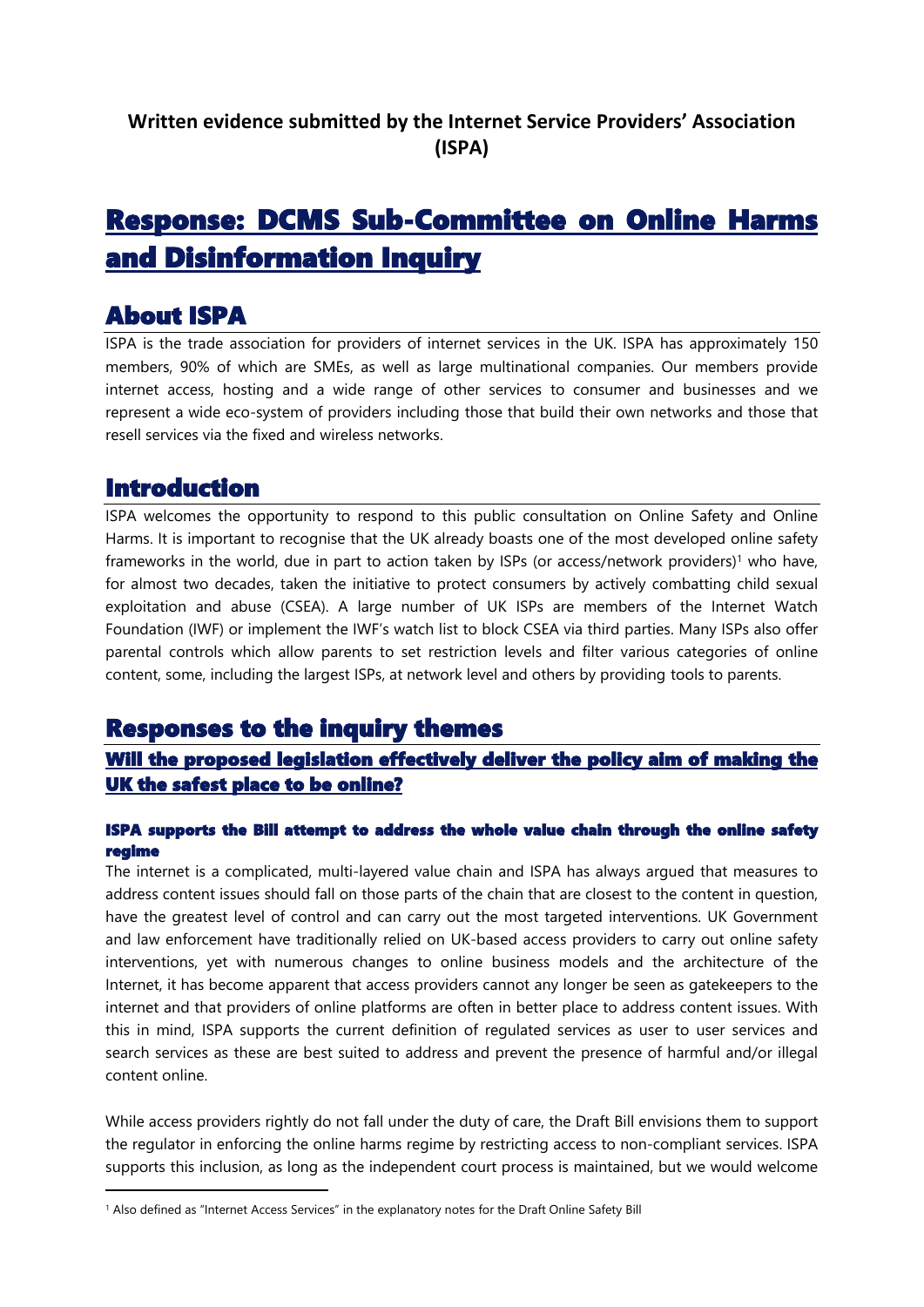**Written evidence submitted by the Internet Service Providers' Association (ISPA)**

# Response: DCMS Sub-Committee on Online Harms and Disinformation Inquiry

## About ISPA

ISPA is the trade association for providers of internet services in the UK. ISPA has approximately 150 members, 90% of which are SMEs, as well as large multinational companies. Our members provide internet access, hosting and a wide range of other services to consumer and businesses and we represent a wide eco-system of providers including those that build their own networks and those that resell services via the fixed and wireless networks.

## Introduction

ISPA welcomes the opportunity to respond to this public consultation on Online Safety and Online Harms. It is important to recognise that the UK already boasts one of the most developed online safety frameworks in the world, due in part to action taken by ISPs (or access/network providers)[1] who have, for almost two decades, taken the initiative to protect consumers by actively combatting child sexual exploitation and abuse (CSEA). A large number of UK ISPs are members of the Internet Watch Foundation (IWF) or implement the IWF's watch list to block CSEA via third parties. Many ISPs also offer parental controls which allow parents to set restriction levels and filter various categories of online content, some, including the largest ISPs, at network level and others by providing tools to parents.

## Responses to the inquiry themes

### Will the proposed legislation effectively deliver the policy aim of making the UK the safest place to be online?

#### ISPA supports the Bill attempt to address the whole value chain through the online safety regime

The internet is a complicated, multi-layered value chain and ISPA has always argued that measures to address content issues should fall on those parts of the chain that are closest to the content in question, have the greatest level of control and can carry out the most targeted interventions. UK Government and law enforcement have traditionally relied on UK-based access providers to carry out online safety interventions, yet with numerous changes to online business models and the architecture of the Internet, it has become apparent that access providers cannot any longer be seen as gatekeepers to the internet and that providers of online platforms are often in better place to address content issues. With this in mind, ISPA supports the current definition of regulated services as user to user services and search services as these are best suited to address and prevent the presence of harmful and/or illegal content online.

While access providers rightly do not fall under the duty of care, the Draft Bill envisions them to support the regulator in enforcing the online harms regime by restricting access to non-compliant services. ISPA supports this inclusion, as long as the independent court process is maintained, but we would welcome

[1] Also defined as "Internet Access Services" in the explanatory notes for the Draft Online Safety Bill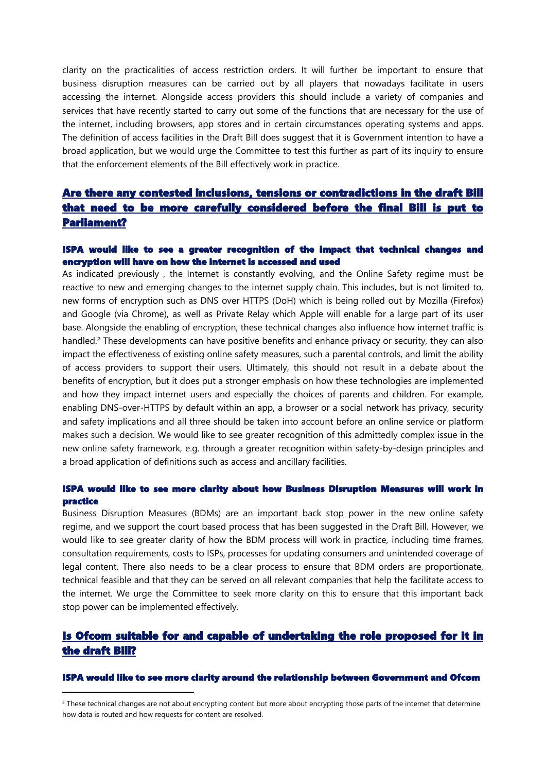clarity on the practicalities of access restriction orders. It will further be important to ensure that business disruption measures can be carried out by all players that nowadays facilitate in users accessing the internet. Alongside access providers this should include a variety of companies and services that have recently started to carry out some of the functions that are necessary for the use of the internet, including browsers, app stores and in certain circumstances operating systems and apps. The definition of access facilities in the Draft Bill does suggest that it is Government intention to have a broad application, but we would urge the Committee to test this further as part of its inquiry to ensure that the enforcement elements of the Bill effectively work in practice.

## Are there any contested inclusions, tensions or contradictions in the draft Bill that need to be more carefully considered before the final Bill is put to Parliament?

### ISPA would like to see a greater recognition of the impact that technical changes and encryption will have on how the internet is accessed and used

As indicated previously , the Internet is constantly evolving, and the Online Safety regime must be reactive to new and emerging changes to the internet supply chain. This includes, but is not limited to, new forms of encryption such as DNS over HTTPS (DoH) which is being rolled out by Mozilla (Firefox) and Google (via Chrome), as well as Private Relay which Apple will enable for a large part of its user base. Alongside the enabling of encryption, these technical changes also influence how internet traffic is handled.[2] These developments can have positive benefits and enhance privacy or security, they can also impact the effectiveness of existing online safety measures, such a parental controls, and limit the ability of access providers to support their users. Ultimately, this should not result in a debate about the benefits of encryption, but it does put a stronger emphasis on how these technologies are implemented and how they impact internet users and especially the choices of parents and children. For example, enabling DNS-over-HTTPS by default within an app, a browser or a social network has privacy, security and safety implications and all three should be taken into account before an online service or platform makes such a decision. We would like to see greater recognition of this admittedly complex issue in the new online safety framework, e.g. through a greater recognition within safety-by-design principles and a broad application of definitions such as access and ancillary facilities.

### ISPA would like to see more clarity about how Business Disruption Measures will work in practice

Business Disruption Measures (BDMs) are an important back stop power in the new online safety regime, and we support the court based process that has been suggested in the Draft Bill. However, we would like to see greater clarity of how the BDM process will work in practice, including time frames, consultation requirements, costs to ISPs, processes for updating consumers and unintended coverage of legal content. There also needs to be a clear process to ensure that BDM orders are proportionate, technical feasible and that they can be served on all relevant companies that help the facilitate access to the internet. We urge the Committee to seek more clarity on this to ensure that this important back stop power can be implemented effectively.

## Is Ofcom suitable for and capable of undertaking the role proposed for it in the draft Bill?

### ISPA would like to see more clarity around the relationship between Government and Ofcom

[2] These technical changes are not about encrypting content but more about encrypting those parts of the internet that determine how data is routed and how requests for content are resolved.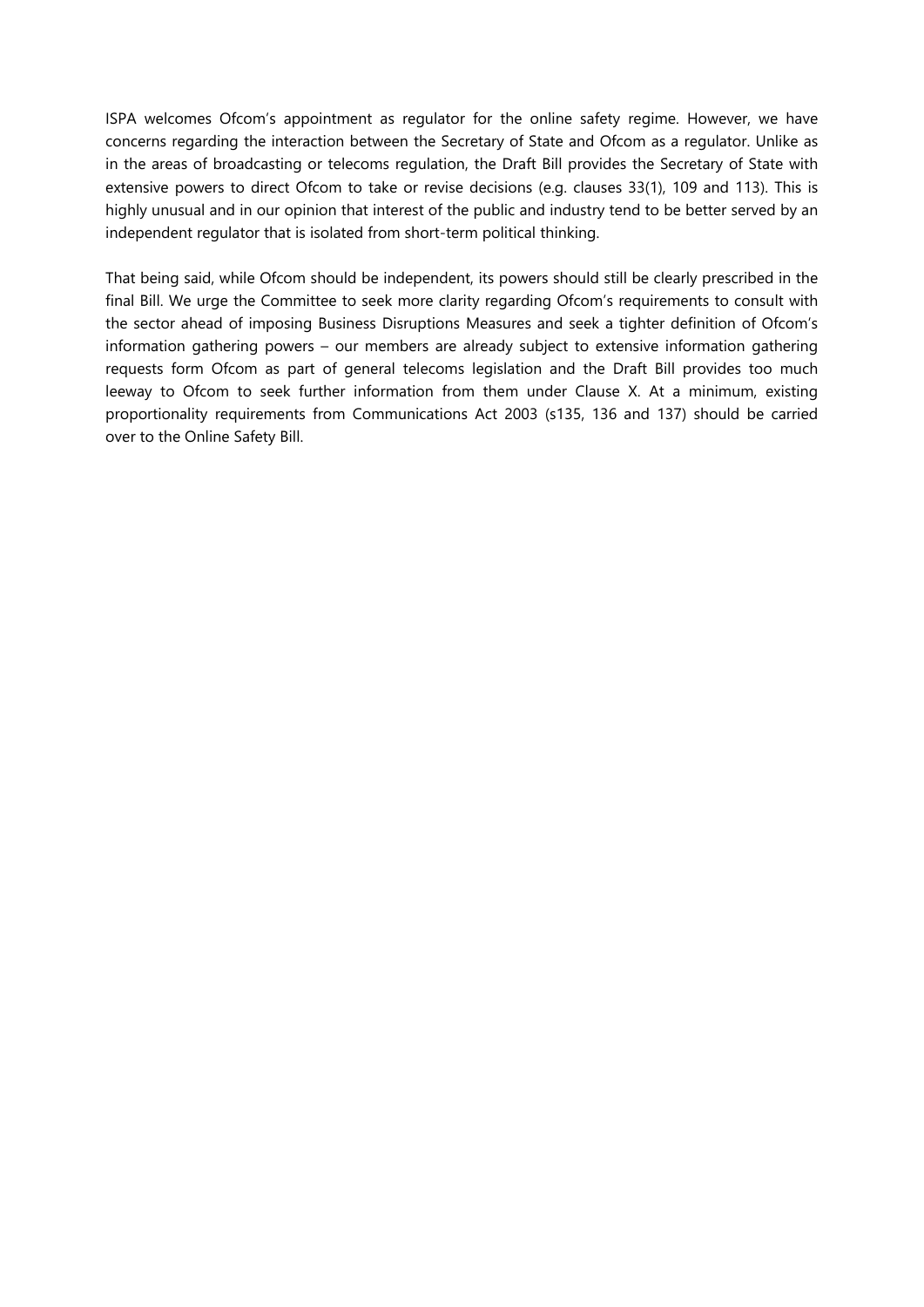ISPA welcomes Ofcom's appointment as regulator for the online safety regime. However, we have concerns regarding the interaction between the Secretary of State and Ofcom as a regulator. Unlike as in the areas of broadcasting or telecoms regulation, the Draft Bill provides the Secretary of State with extensive powers to direct Ofcom to take or revise decisions (e.g. clauses 33(1), 109 and 113). This is highly unusual and in our opinion that interest of the public and industry tend to be better served by an independent regulator that is isolated from short-term political thinking.

That being said, while Ofcom should be independent, its powers should still be clearly prescribed in the final Bill. We urge the Committee to seek more clarity regarding Ofcom's requirements to consult with the sector ahead of imposing Business Disruptions Measures and seek a tighter definition of Ofcom's information gathering powers – our members are already subject to extensive information gathering requests form Ofcom as part of general telecoms legislation and the Draft Bill provides too much leeway to Ofcom to seek further information from them under Clause X. At a minimum, existing proportionality requirements from Communications Act 2003 (s135, 136 and 137) should be carried over to the Online Safety Bill.